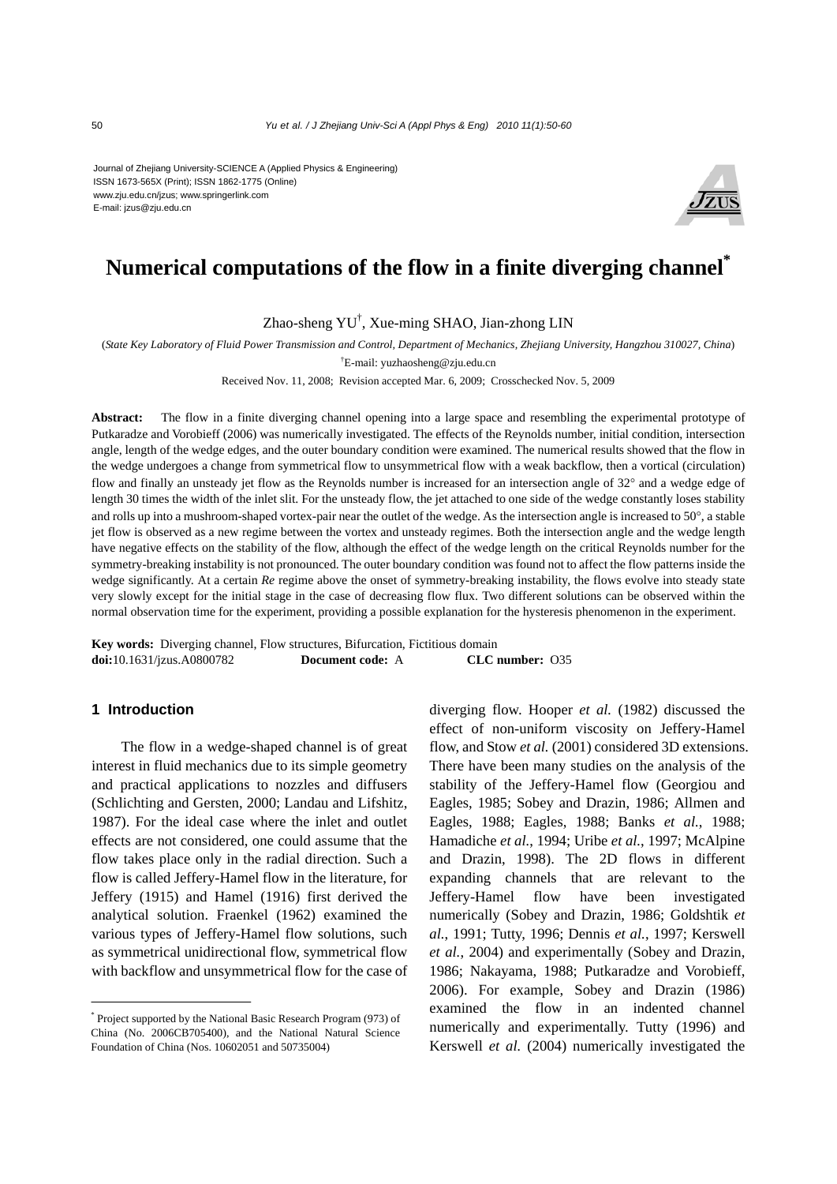Journal of Zhejiang University-SCIENCE A (Applied Physics & Engineering)
ISSN 1673-565X (Print); ISSN 1862-1775 (Online)
www.zju.edu.cn/jzus; www.springerlink.com
E-mail: jzus@zju.edu.cn

# Numerical computations of the flow in a finite diverging channel*

Zhao-sheng YU[†], Xue-ming SHAO, Jian-zhong LIN

(*State Key Laboratory of Fluid Power Transmission and Control, Department of Mechanics, Zhejiang University, Hangzhou 310027, China*)

[†]E-mail: yuzhaosheng@zju.edu.cn

Received Nov. 11, 2008; Revision accepted Mar. 6, 2009; Crosschecked Nov. 5, 2009

**Abstract:** The flow in a finite diverging channel opening into a large space and resembling the experimental prototype of Putkaradze and Vorobieff (2006) was numerically investigated. The effects of the Reynolds number, initial condition, intersection angle, length of the wedge edges, and the outer boundary condition were examined. The numerical results showed that the flow in the wedge undergoes a change from symmetrical flow to unsymmetrical flow with a weak backflow, then a vortical (circulation) flow and finally an unsteady jet flow as the Reynolds number is increased for an intersection angle of 32° and a wedge edge of length 30 times the width of the inlet slit. For the unsteady flow, the jet attached to one side of the wedge constantly loses stability and rolls up into a mushroom-shaped vortex-pair near the outlet of the wedge. As the intersection angle is increased to 50°, a stable jet flow is observed as a new regime between the vortex and unsteady regimes. Both the intersection angle and the wedge length have negative effects on the stability of the flow, although the effect of the wedge length on the critical Reynolds number for the symmetry-breaking instability is not pronounced. The outer boundary condition was found not to affect the flow patterns inside the wedge significantly. At a certain *Re* regime above the onset of symmetry-breaking instability, the flows evolve into steady state very slowly except for the initial stage in the case of decreasing flow flux. Two different solutions can be observed within the normal observation time for the experiment, providing a possible explanation for the hysteresis phenomenon in the experiment.

**Key words:** Diverging channel, Flow structures, Bifurcation, Fictitious domain
**doi:**10.1631/jzus.A0800782 **Document code:** A **CLC number:** O35

## 1 Introduction

The flow in a wedge-shaped channel is of great interest in fluid mechanics due to its simple geometry and practical applications to nozzles and diffusers (Schlichting and Gersten, 2000; Landau and Lifshitz, 1987). For the ideal case where the inlet and outlet effects are not considered, one could assume that the flow takes place only in the radial direction. Such a flow is called Jeffery-Hamel flow in the literature, for Jeffery (1915) and Hamel (1916) first derived the analytical solution. Fraenkel (1962) examined the various types of Jeffery-Hamel flow solutions, such as symmetrical unidirectional flow, symmetrical flow with backflow and unsymmetrical flow for the case of diverging flow. Hooper *et al.* (1982) discussed the effect of non-uniform viscosity on Jeffery-Hamel flow, and Stow *et al.* (2001) considered 3D extensions. There have been many studies on the analysis of the stability of the Jeffery-Hamel flow (Georgiou and Eagles, 1985; Sobey and Drazin, 1986; Allmen and Eagles, 1988; Eagles, 1988; Banks *et al.*, 1988; Hamadiche *et al.*, 1994; Uribe *et al.*, 1997; McAlpine and Drazin, 1998). The 2D flows in different expanding channels that are relevant to the Jeffery-Hamel flow have been investigated numerically (Sobey and Drazin, 1986; Goldshtik *et al.*, 1991; Tutty, 1996; Dennis *et al.*, 1997; Kerswell *et al.*, 2004) and experimentally (Sobey and Drazin, 1986; Nakayama, 1988; Putkaradze and Vorobieff, 2006). For example, Sobey and Drazin (1986) examined the flow in an indented channel numerically and experimentally. Tutty (1996) and Kerswell *et al.* (2004) numerically investigated the

* Project supported by the National Basic Research Program (973) of China (No. 2006CB705400), and the National Natural Science Foundation of China (Nos. 10602051 and 50735004)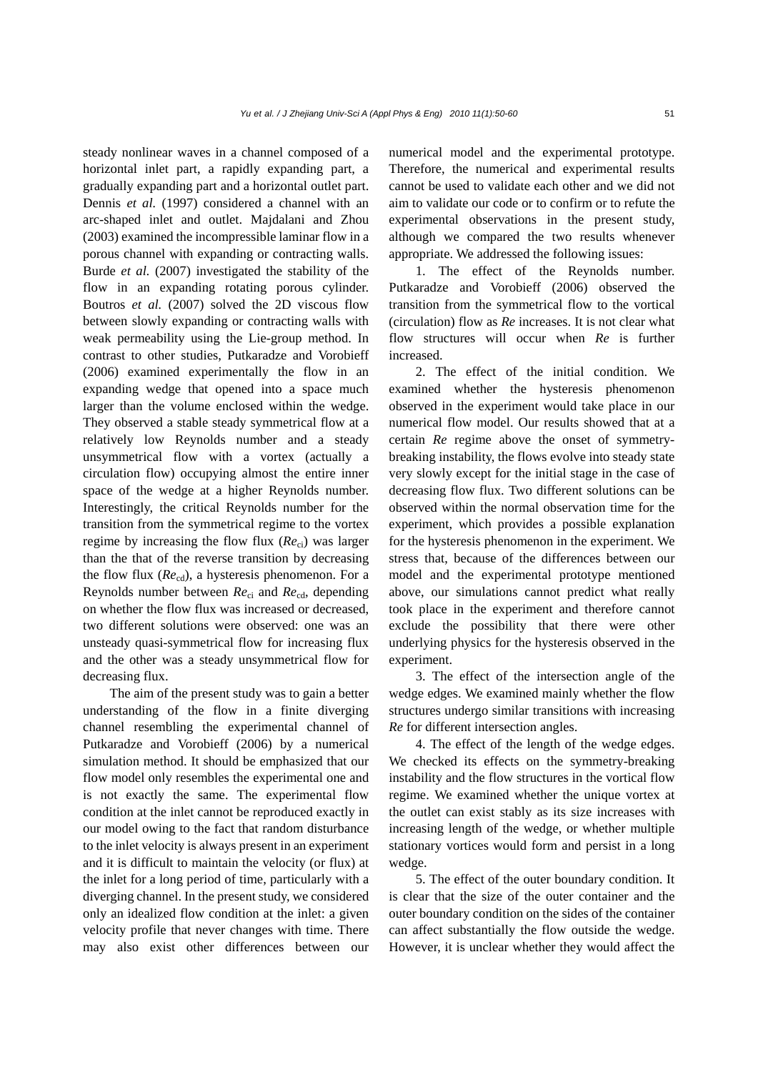steady nonlinear waves in a channel composed of a horizontal inlet part, a rapidly expanding part, a gradually expanding part and a horizontal outlet part. Dennis *et al.* (1997) considered a channel with an arc-shaped inlet and outlet. Majdalani and Zhou (2003) examined the incompressible laminar flow in a porous channel with expanding or contracting walls. Burde *et al.* (2007) investigated the stability of the flow in an expanding rotating porous cylinder. Boutros *et al.* (2007) solved the 2D viscous flow between slowly expanding or contracting walls with weak permeability using the Lie-group method. In contrast to other studies, Putkaradze and Vorobieff (2006) examined experimentally the flow in an expanding wedge that opened into a space much larger than the volume enclosed within the wedge. They observed a stable steady symmetrical flow at a relatively low Reynolds number and a steady unsymmetrical flow with a vortex (actually a circulation flow) occupying almost the entire inner space of the wedge at a higher Reynolds number. Interestingly, the critical Reynolds number for the transition from the symmetrical regime to the vortex regime by increasing the flow flux ($Re_{ci}$) was larger than the that of the reverse transition by decreasing the flow flux ($Re_{cd}$), a hysteresis phenomenon. For a Reynolds number between $Re_{ci}$ and $Re_{cd}$, depending on whether the flow flux was increased or decreased, two different solutions were observed: one was an unsteady quasi-symmetrical flow for increasing flux and the other was a steady unsymmetrical flow for decreasing flux.

The aim of the present study was to gain a better understanding of the flow in a finite diverging channel resembling the experimental channel of Putkaradze and Vorobieff (2006) by a numerical simulation method. It should be emphasized that our flow model only resembles the experimental one and is not exactly the same. The experimental flow condition at the inlet cannot be reproduced exactly in our model owing to the fact that random disturbance to the inlet velocity is always present in an experiment and it is difficult to maintain the velocity (or flux) at the inlet for a long period of time, particularly with a diverging channel. In the present study, we considered only an idealized flow condition at the inlet: a given velocity profile that never changes with time. There may also exist other differences between our numerical model and the experimental prototype. Therefore, the numerical and experimental results cannot be used to validate each other and we did not aim to validate our code or to confirm or to refute the experimental observations in the present study, although we compared the two results whenever appropriate. We addressed the following issues:

1. The effect of the Reynolds number. Putkaradze and Vorobieff (2006) observed the transition from the symmetrical flow to the vortical (circulation) flow as *Re* increases. It is not clear what flow structures will occur when *Re* is further increased.

2. The effect of the initial condition. We examined whether the hysteresis phenomenon observed in the experiment would take place in our numerical flow model. Our results showed that at a certain *Re* regime above the onset of symmetry-breaking instability, the flows evolve into steady state very slowly except for the initial stage in the case of decreasing flow flux. Two different solutions can be observed within the normal observation time for the experiment, which provides a possible explanation for the hysteresis phenomenon in the experiment. We stress that, because of the differences between our model and the experimental prototype mentioned above, our simulations cannot predict what really took place in the experiment and therefore cannot exclude the possibility that there were other underlying physics for the hysteresis observed in the experiment.

3. The effect of the intersection angle of the wedge edges. We examined mainly whether the flow structures undergo similar transitions with increasing *Re* for different intersection angles.

4. The effect of the length of the wedge edges. We checked its effects on the symmetry-breaking instability and the flow structures in the vortical flow regime. We examined whether the unique vortex at the outlet can exist stably as its size increases with increasing length of the wedge, or whether multiple stationary vortices would form and persist in a long wedge.

5. The effect of the outer boundary condition. It is clear that the size of the outer container and the outer boundary condition on the sides of the container can affect substantially the flow outside the wedge. However, it is unclear whether they would affect the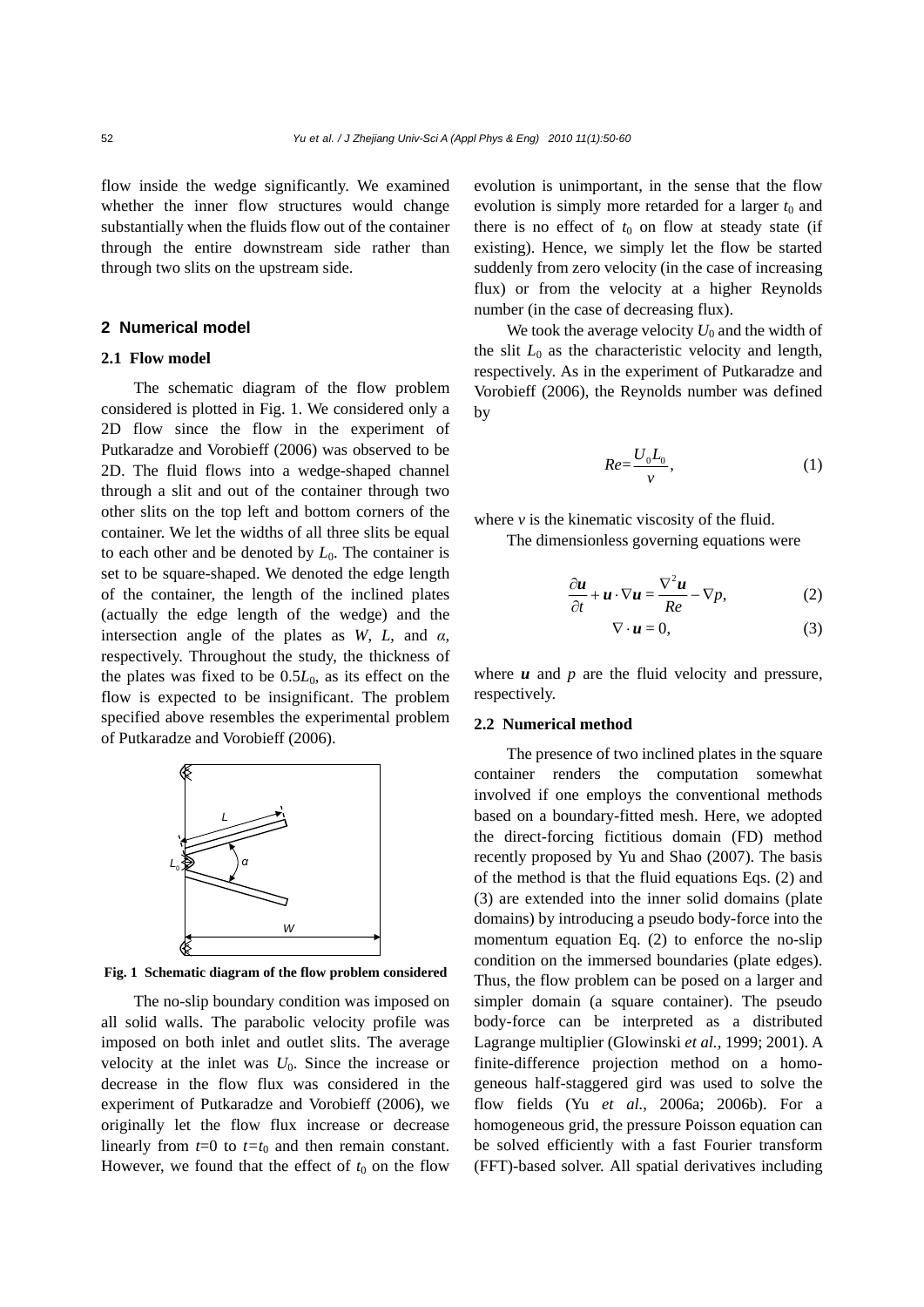flow inside the wedge significantly. We examined whether the inner flow structures would change substantially when the fluids flow out of the container through the entire downstream side rather than through two slits on the upstream side.

## 2 Numerical model

### 2.1 Flow model

The schematic diagram of the flow problem considered is plotted in Fig. 1. We considered only a 2D flow since the flow in the experiment of Putkaradze and Vorobieff (2006) was observed to be 2D. The fluid flows into a wedge-shaped channel through a slit and out of the container through two other slits on the top left and bottom corners of the container. We let the widths of all three slits be equal to each other and be denoted by $L_0$. The container is set to be square-shaped. We denoted the edge length of the container, the length of the inclined plates (actually the edge length of the wedge) and the intersection angle of the plates as $W$, $L$, and $\alpha$, respectively. Throughout the study, the thickness of the plates was fixed to be $0.5L_0$, as its effect on the flow is expected to be insignificant. The problem specified above resembles the experimental problem of Putkaradze and Vorobieff (2006).

**Fig. 1 Schematic diagram of the flow problem considered**

The no-slip boundary condition was imposed on all solid walls. The parabolic velocity profile was imposed on both inlet and outlet slits. The average velocity at the inlet was $U_0$. Since the increase or decrease in the flow flux was considered in the experiment of Putkaradze and Vorobieff (2006), we originally let the flow flux increase or decrease linearly from $t$=0 to $t$=$t_0$ and then remain constant. However, we found that the effect of $t_0$ on the flow evolution is unimportant, in the sense that the flow evolution is simply more retarded for a larger $t_0$ and there is no effect of $t_0$ on flow at steady state (if existing). Hence, we simply let the flow be started suddenly from zero velocity (in the case of increasing flux) or from the velocity at a higher Reynolds number (in the case of decreasing flux).

We took the average velocity $U_0$ and the width of the slit $L_0$ as the characteristic velocity and length, respectively. As in the experiment of Putkaradze and Vorobieff (2006), the Reynolds number was defined by

$$Re=\frac{U_0 L_0}{v}, \tag{1}$$

where $v$ is the kinematic viscosity of the fluid.

The dimensionless governing equations were

$$\frac{\partial \boldsymbol{u}}{\partial t}+\boldsymbol{u}\cdot\nabla\boldsymbol{u}=\frac{\nabla^2\boldsymbol{u}}{Re}-\nabla p, \tag{2}$$

$$\nabla\cdot\boldsymbol{u}=0, \tag{3}$$

where $\boldsymbol{u}$ and $p$ are the fluid velocity and pressure, respectively.

### 2.2 Numerical method

The presence of two inclined plates in the square container renders the computation somewhat involved if one employs the conventional methods based on a boundary-fitted mesh. Here, we adopted the direct-forcing fictitious domain (FD) method recently proposed by Yu and Shao (2007). The basis of the method is that the fluid equations Eqs. (2) and (3) are extended into the inner solid domains (plate domains) by introducing a pseudo body-force into the momentum equation Eq. (2) to enforce the no-slip condition on the immersed boundaries (plate edges). Thus, the flow problem can be posed on a larger and simpler domain (a square container). The pseudo body-force can be interpreted as a distributed Lagrange multiplier (Glowinski *et al.*, 1999; 2001). A finite-difference projection method on a homogeneous half-staggered gird was used to solve the flow fields (Yu *et al.*, 2006a; 2006b). For a homogeneous grid, the pressure Poisson equation can be solved efficiently with a fast Fourier transform (FFT)-based solver. All spatial derivatives including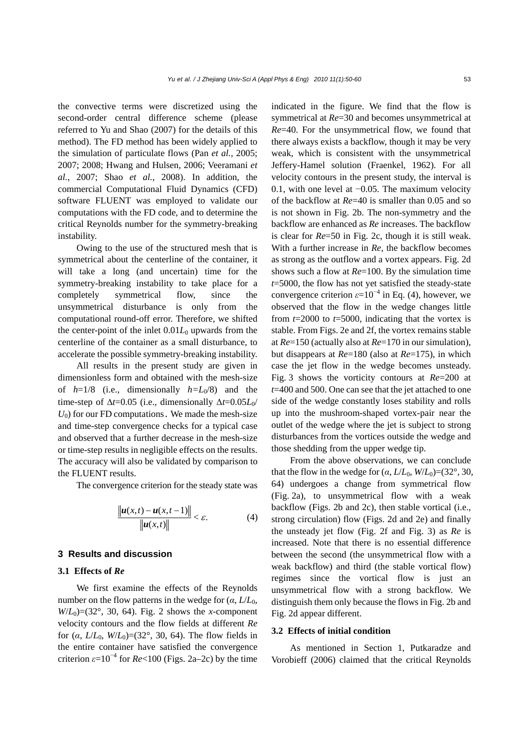the convective terms were discretized using the second-order central difference scheme (please referred to Yu and Shao (2007) for the details of this method). The FD method has been widely applied to the simulation of particulate flows (Pan *et al.*, 2005; 2007; 2008; Hwang and Hulsen, 2006; Veeramani *et al.*, 2007; Shao *et al.*, 2008). In addition, the commercial Computational Fluid Dynamics (CFD) software FLUENT was employed to validate our computations with the FD code, and to determine the critical Reynolds number for the symmetry-breaking instability.

Owing to the use of the structured mesh that is symmetrical about the centerline of the container, it will take a long (and uncertain) time for the symmetry-breaking instability to take place for a completely symmetrical flow, since the unsymmetrical disturbance is only from the computational round-off error. Therefore, we shifted the center-point of the inlet $0.01L_0$ upwards from the centerline of the container as a small disturbance, to accelerate the possible symmetry-breaking instability.

All results in the present study are given in dimensionless form and obtained with the mesh-size of $h$=1/8 (i.e., dimensionally $h=L_0/8$) and the time-step of $\Delta t$=0.05 (i.e., dimensionally $\Delta t=0.05L_0/U_0$) for our FD computations. We made the mesh-size and time-step convergence checks for a typical case and observed that a further decrease in the mesh-size or time-step results in negligible effects on the results. The accuracy will also be validated by comparison to the FLUENT results.

The convergence criterion for the steady state was

$$\frac{\|\boldsymbol{u}(x,t)-\boldsymbol{u}(x,t-1)\|}{\|\boldsymbol{u}(x,t)\|}<\varepsilon. \tag{4}$$

## 3 Results and discussion

### 3.1 Effects of *Re*

We first examine the effects of the Reynolds number on the flow patterns in the wedge for ($\alpha$, $L/L_0$, $W/L_0$)=(32°, 30, 64). Fig. 2 shows the $x$-component velocity contours and the flow fields at different *Re* for ($\alpha$, $L/L_0$, $W/L_0$)=(32°, 30, 64). The flow fields in the entire container have satisfied the convergence criterion $\varepsilon=10^{-4}$ for *Re*<100 (Figs. 2a–2c) by the time indicated in the figure. We find that the flow is symmetrical at *Re*=30 and becomes unsymmetrical at *Re*=40. For the unsymmetrical flow, we found that there always exists a backflow, though it may be very weak, which is consistent with the unsymmetrical Jeffery-Hamel solution (Fraenkel, 1962). For all velocity contours in the present study, the interval is 0.1, with one level at −0.05. The maximum velocity of the backflow at *Re*=40 is smaller than 0.05 and so is not shown in Fig. 2b. The non-symmetry and the backflow are enhanced as *Re* increases. The backflow is clear for *Re*=50 in Fig. 2c, though it is still weak. With a further increase in *Re*, the backflow becomes as strong as the outflow and a vortex appears. Fig. 2d shows such a flow at *Re*=100. By the simulation time $t$=5000, the flow has not yet satisfied the steady-state convergence criterion $\varepsilon=10^{-4}$ in Eq. (4), however, we observed that the flow in the wedge changes little from $t$=2000 to $t$=5000, indicating that the vortex is stable. From Figs. 2e and 2f, the vortex remains stable at *Re*=150 (actually also at *Re*=170 in our simulation), but disappears at *Re*=180 (also at *Re*=175), in which case the jet flow in the wedge becomes unsteady. Fig. 3 shows the vorticity contours at *Re*=200 at $t$=400 and 500. One can see that the jet attached to one side of the wedge constantly loses stability and rolls up into the mushroom-shaped vortex-pair near the outlet of the wedge where the jet is subject to strong disturbances from the vortices outside the wedge and those shedding from the upper wedge tip.

From the above observations, we can conclude that the flow in the wedge for ($\alpha$, $L/L_0$, $W/L_0$)=(32°, 30, 64) undergoes a change from symmetrical flow (Fig. 2a), to unsymmetrical flow with a weak backflow (Figs. 2b and 2c), then stable vortical (i.e., strong circulation) flow (Figs. 2d and 2e) and finally the unsteady jet flow (Fig. 2f and Fig. 3) as *Re* is increased. Note that there is no essential difference between the second (the unsymmetrical flow with a weak backflow) and third (the stable vortical flow) regimes since the vortical flow is just an unsymmetrical flow with a strong backflow. We distinguish them only because the flows in Fig. 2b and Fig. 2d appear different.

### 3.2 Effects of initial condition

As mentioned in Section 1, Putkaradze and Vorobieff (2006) claimed that the critical Reynolds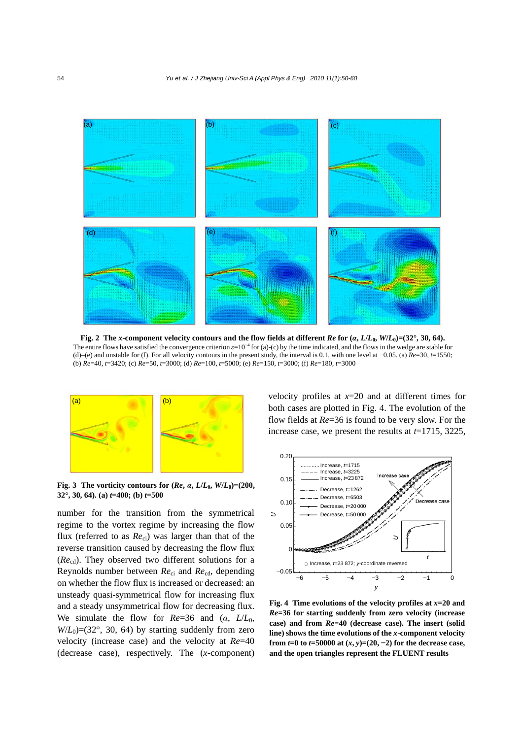**Fig. 2 The $x$-component velocity contours and the flow fields at different $Re$ for ($\alpha$, $L/L_0$, $W/L_0$)=(32°, 30, 64).**
The entire flows have satisfied the convergence criterion $\varepsilon=10^{-4}$ for (a)-(c) by the time indicated, and the flows in the wedge are stable for (d)–(e) and unstable for (f). For all velocity contours in the present study, the interval is 0.1, with one level at −0.05. (a) $Re$=30, $t$=1550; (b) $Re$=40, $t$=3420; (c) $Re$=50, $t$=3000; (d) $Re$=100, $t$=5000; (e) $Re$=150, $t$=3000; (f) $Re$=180, $t$=3000

**Fig. 3 The vorticity contours for ($Re$, $\alpha$, $L/L_0$, $W/L_0$)=(200, 32°, 30, 64). (a) $t$=400; (b) $t$=500**

number for the transition from the symmetrical regime to the vortex regime by increasing the flow flux (referred to as $Re_{ci}$) was larger than that of the reverse transition caused by decreasing the flow flux ($Re_{cd}$). They observed two different solutions for a Reynolds number between $Re_{ci}$ and $Re_{cd}$, depending on whether the flow flux is increased or decreased: an unsteady quasi-symmetrical flow for increasing flux and a steady unsymmetrical flow for decreasing flux. We simulate the flow for $Re$=36 and ($\alpha$, $L/L_0$, $W/L_0$)=(32°, 30, 64) by starting suddenly from zero velocity (increase case) and the velocity at $Re$=40 (decrease case), respectively. The ($x$-component) velocity profiles at $x$=20 and at different times for both cases are plotted in Fig. 4. The evolution of the flow fields at $Re$=36 is found to be very slow. For the increase case, we present the results at $t$=1715, 3225,

**Fig. 4 Time evolutions of the velocity profiles at $x$=20 and $Re$=36 for starting suddenly from zero velocity (increase case) and from $Re$=40 (decrease case). The insert (solid line) shows the time evolutions of the $x$-component velocity from $t$=0 to $t$=50000 at ($x$, $y$)=(20, −2) for the decrease case, and the open triangles represent the FLUENT results**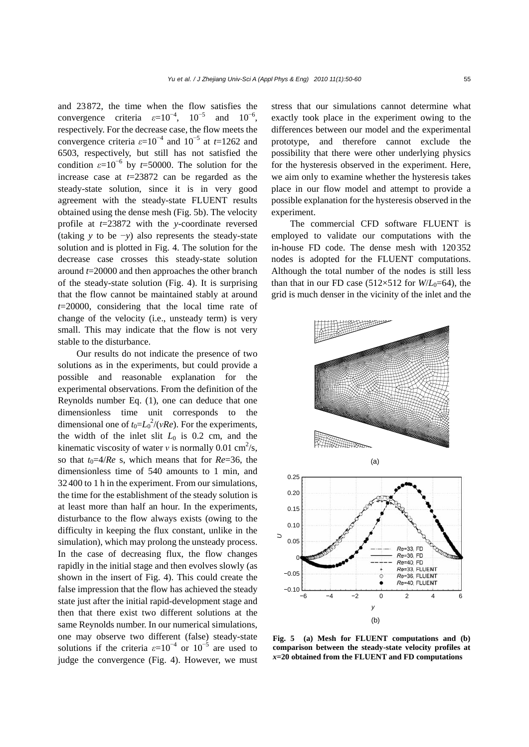and 23872, the time when the flow satisfies the convergence criteria $\varepsilon=10^{-4}$, $10^{-5}$ and $10^{-6}$, respectively. For the decrease case, the flow meets the convergence criteria $\varepsilon=10^{-4}$ and $10^{-5}$ at $t$=1262 and 6503, respectively, but still has not satisfied the condition $\varepsilon=10^{-6}$ by $t$=50000. The solution for the increase case at $t$=23872 can be regarded as the steady-state solution, since it is in very good agreement with the steady-state FLUENT results obtained using the dense mesh (Fig. 5b). The velocity profile at $t$=23872 with the $y$-coordinate reversed (taking $y$ to be $-y$) also represents the steady-state solution and is plotted in Fig. 4. The solution for the decrease case crosses this steady-state solution around $t$=20000 and then approaches the other branch of the steady-state solution (Fig. 4). It is surprising that the flow cannot be maintained stably at around $t$=20000, considering that the local time rate of change of the velocity (i.e., unsteady term) is very small. This may indicate that the flow is not very stable to the disturbance.

Our results do not indicate the presence of two solutions as in the experiments, but could provide a possible and reasonable explanation for the experimental observations. From the definition of the Reynolds number Eq. (1), one can deduce that one dimensionless time unit corresponds to the dimensional one of $t_0=L_0^2/(\nu Re)$. For the experiments, the width of the inlet slit $L_0$ is 0.2 cm, and the kinematic viscosity of water $\nu$ is normally 0.01 cm$^2$/s, so that $t_0=4/Re$ s, which means that for $Re$=36, the dimensionless time of 540 amounts to 1 min, and 32400 to 1 h in the experiment. From our simulations, the time for the establishment of the steady solution is at least more than half an hour. In the experiments, disturbance to the flow always exists (owing to the difficulty in keeping the flux constant, unlike in the simulation), which may prolong the unsteady process. In the case of decreasing flux, the flow changes rapidly in the initial stage and then evolves slowly (as shown in the insert of Fig. 4). This could create the false impression that the flow has achieved the steady state just after the initial rapid-development stage and then that there exist two different solutions at the same Reynolds number. In our numerical simulations, one may observe two different (false) steady-state solutions if the criteria $\varepsilon=10^{-4}$ or $10^{-5}$ are used to judge the convergence (Fig. 4). However, we must stress that our simulations cannot determine what exactly took place in the experiment owing to the differences between our model and the experimental prototype, and therefore cannot exclude the possibility that there were other underlying physics for the hysteresis observed in the experiment. Here, we aim only to examine whether the hysteresis takes place in our flow model and attempt to provide a possible explanation for the hysteresis observed in the experiment.

The commercial CFD software FLUENT is employed to validate our computations with the in-house FD code. The dense mesh with 120352 nodes is adopted for the FLUENT computations. Although the total number of the nodes is still less than that in our FD case (512×512 for $W/L_0$=64), the grid is much denser in the vicinity of the inlet and the

**Fig. 5 (a) Mesh for FLUENT computations and (b) comparison between the steady-state velocity profiles at $x$=20 obtained from the FLUENT and FD computations**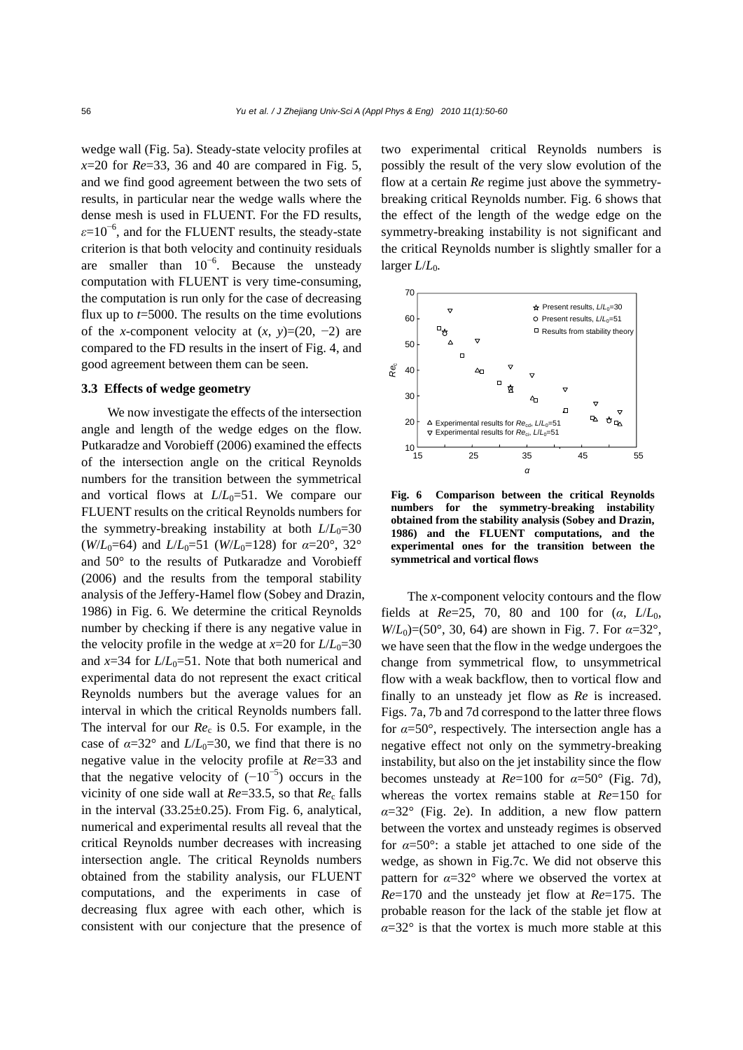wedge wall (Fig. 5a). Steady-state velocity profiles at $x$=20 for $Re$=33, 36 and 40 are compared in Fig. 5, and we find good agreement between the two sets of results, in particular near the wedge walls where the dense mesh is used in FLUENT. For the FD results, $\varepsilon=10^{-6}$, and for the FLUENT results, the steady-state criterion is that both velocity and continuity residuals are smaller than $10^{-6}$. Because the unsteady computation with FLUENT is very time-consuming, the computation is run only for the case of decreasing flux up to $t$=5000. The results on the time evolutions of the $x$-component velocity at $(x, y)=(20, -2)$ are compared to the FD results in the insert of Fig. 4, and good agreement between them can be seen.

### 3.3 Effects of wedge geometry

We now investigate the effects of the intersection angle and length of the wedge edges on the flow. Putkaradze and Vorobieff (2006) examined the effects of the intersection angle on the critical Reynolds numbers for the transition between the symmetrical and vortical flows at $L/L_0$=51. We compare our FLUENT results on the critical Reynolds numbers for the symmetry-breaking instability at both $L/L_0$=30 ($W/L_0$=64) and $L/L_0$=51 ($W/L_0$=128) for $\alpha$=20°, 32° and 50° to the results of Putkaradze and Vorobieff (2006) and the results from the temporal stability analysis of the Jeffery-Hamel flow (Sobey and Drazin, 1986) in Fig. 6. We determine the critical Reynolds number by checking if there is any negative value in the velocity profile in the wedge at $x$=20 for $L/L_0$=30 and $x$=34 for $L/L_0$=51. Note that both numerical and experimental data do not represent the exact critical Reynolds numbers but the average values for an interval in which the critical Reynolds numbers fall. The interval for our $Re_c$ is 0.5. For example, in the case of $\alpha$=32° and $L/L_0$=30, we find that there is no negative value in the velocity profile at $Re$=33 and that the negative velocity of $(-10^{-5})$ occurs in the vicinity of one side wall at $Re$=33.5, so that $Re_c$ falls in the interval (33.25±0.25). From Fig. 6, analytical, numerical and experimental results all reveal that the critical Reynolds number decreases with increasing intersection angle. The critical Reynolds numbers obtained from the stability analysis, our FLUENT computations, and the experiments in case of decreasing flux agree with each other, which is consistent with our conjecture that the presence of two experimental critical Reynolds numbers is possibly the result of the very slow evolution of the flow at a certain $Re$ regime just above the symmetry-breaking critical Reynolds number. Fig. 6 shows that the effect of the length of the wedge edge on the symmetry-breaking instability is not significant and the critical Reynolds number is slightly smaller for a larger $L/L_0$.

**Fig. 6 Comparison between the critical Reynolds numbers for the symmetry-breaking instability obtained from the stability analysis (Sobey and Drazin, 1986) and the FLUENT computations, and the experimental ones for the transition between the symmetrical and vortical flows**

The $x$-component velocity contours and the flow fields at $Re$=25, 70, 80 and 100 for ($\alpha$, $L/L_0$, $W/L_0$)=(50°, 30, 64) are shown in Fig. 7. For $\alpha$=32°, we have seen that the flow in the wedge undergoes the change from symmetrical flow, to unsymmetrical flow with a weak backflow, then to vortical flow and finally to an unsteady jet flow as $Re$ is increased. Figs. 7a, 7b and 7d correspond to the latter three flows for $\alpha$=50°, respectively. The intersection angle has a negative effect not only on the symmetry-breaking instability, but also on the jet instability since the flow becomes unsteady at $Re$=100 for $\alpha$=50° (Fig. 7d), whereas the vortex remains stable at $Re$=150 for $\alpha$=32° (Fig. 2e). In addition, a new flow pattern between the vortex and unsteady regimes is observed for $\alpha$=50°: a stable jet attached to one side of the wedge, as shown in Fig.7c. We did not observe this pattern for $\alpha$=32° where we observed the vortex at $Re$=170 and the unsteady jet flow at $Re$=175. The probable reason for the lack of the stable jet flow at $\alpha$=32° is that the vortex is much more stable at this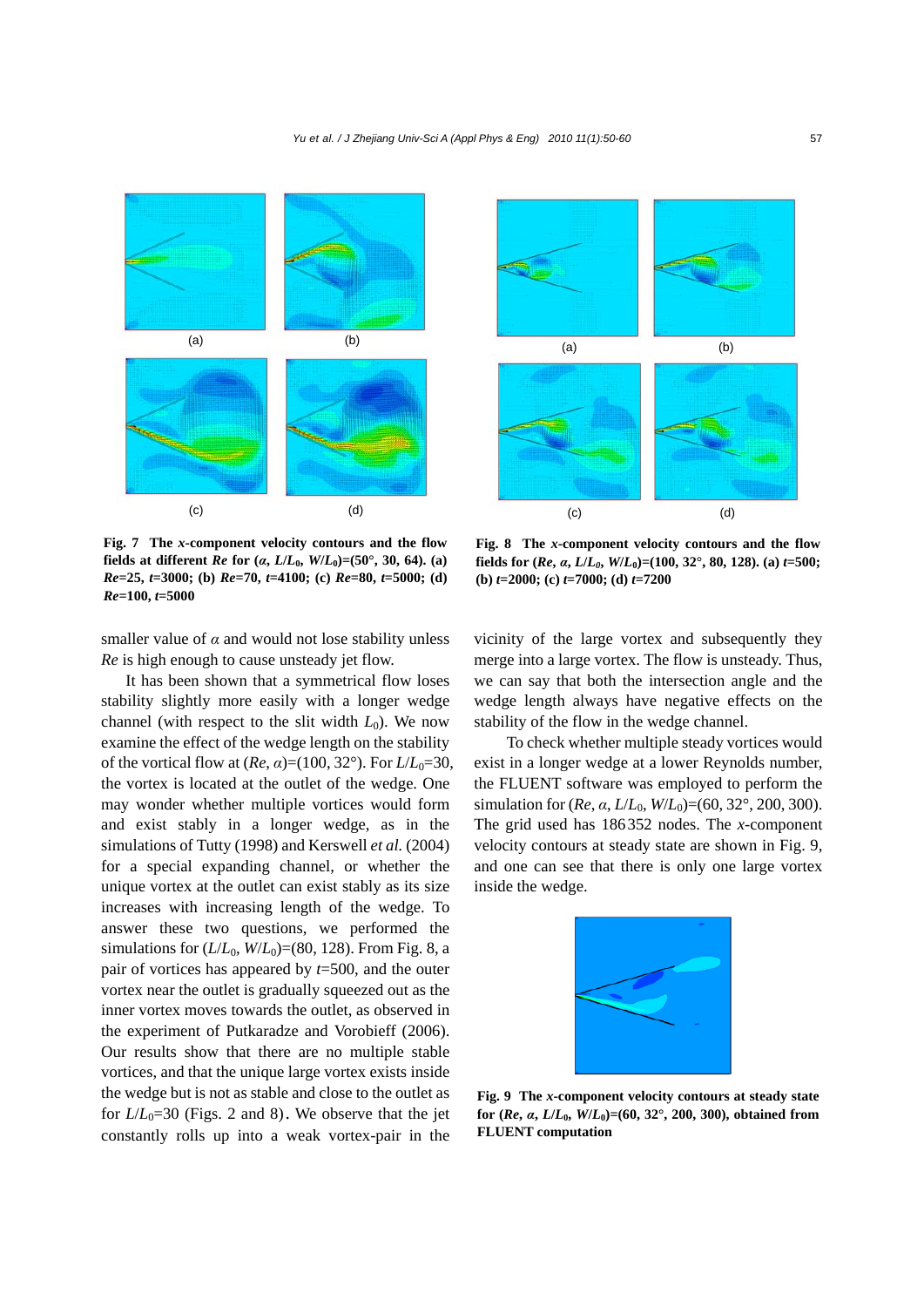(a) (b)

(c) (d)

**Fig. 7 The *x*-component velocity contours and the flow fields at different *Re* for ($\alpha$, $L/L_0$, $W/L_0$)=(50°, 30, 64). (a) *Re*=25, *t*=3000; (b) *Re*=70, *t*=4100; (c) *Re*=80, *t*=5000; (d) *Re*=100, *t*=5000**

(a) (b)

(c) (d)

**Fig. 8 The *x*-component velocity contours and the flow fields for (*Re*, $\alpha$, $L/L_0$, $W/L_0$)=(100, 32°, 80, 128). (a) *t*=500; (b) *t*=2000; (c) *t*=7000; (d) *t*=7200**

smaller value of $\alpha$ and would not lose stability unless *Re* is high enough to cause unsteady jet flow.

It has been shown that a symmetrical flow loses stability slightly more easily with a longer wedge channel (with respect to the slit width $L_0$). We now examine the effect of the wedge length on the stability of the vortical flow at (*Re*, $\alpha$)=(100, 32°). For $L/L_0$=30, the vortex is located at the outlet of the wedge. One may wonder whether multiple vortices would form and exist stably in a longer wedge, as in the simulations of Tutty (1998) and Kerswell *et al.* (2004) for a special expanding channel, or whether the unique vortex at the outlet can exist stably as its size increases with increasing length of the wedge. To answer these two questions, we performed the simulations for ($L/L_0$, $W/L_0$)=(80, 128). From Fig. 8, a pair of vortices has appeared by *t*=500, and the outer vortex near the outlet is gradually squeezed out as the inner vortex moves towards the outlet, as observed in the experiment of Putkaradze and Vorobieff (2006). Our results show that there are no multiple stable vortices, and that the unique large vortex exists inside the wedge but is not as stable and close to the outlet as for $L/L_0$=30 (Figs. 2 and 8). We observe that the jet constantly rolls up into a weak vortex-pair in the vicinity of the large vortex and subsequently they merge into a large vortex. The flow is unsteady. Thus, we can say that both the intersection angle and the wedge length always have negative effects on the stability of the flow in the wedge channel.

To check whether multiple steady vortices would exist in a longer wedge at a lower Reynolds number, the FLUENT software was employed to perform the simulation for (*Re*, $\alpha$, $L/L_0$, $W/L_0$)=(60, 32°, 200, 300). The grid used has 186352 nodes. The *x*-component velocity contours at steady state are shown in Fig. 9, and one can see that there is only one large vortex inside the wedge.

**Fig. 9 The *x*-component velocity contours at steady state for (*Re*, $\alpha$, $L/L_0$, $W/L_0$)=(60, 32°, 200, 300), obtained from FLUENT computation**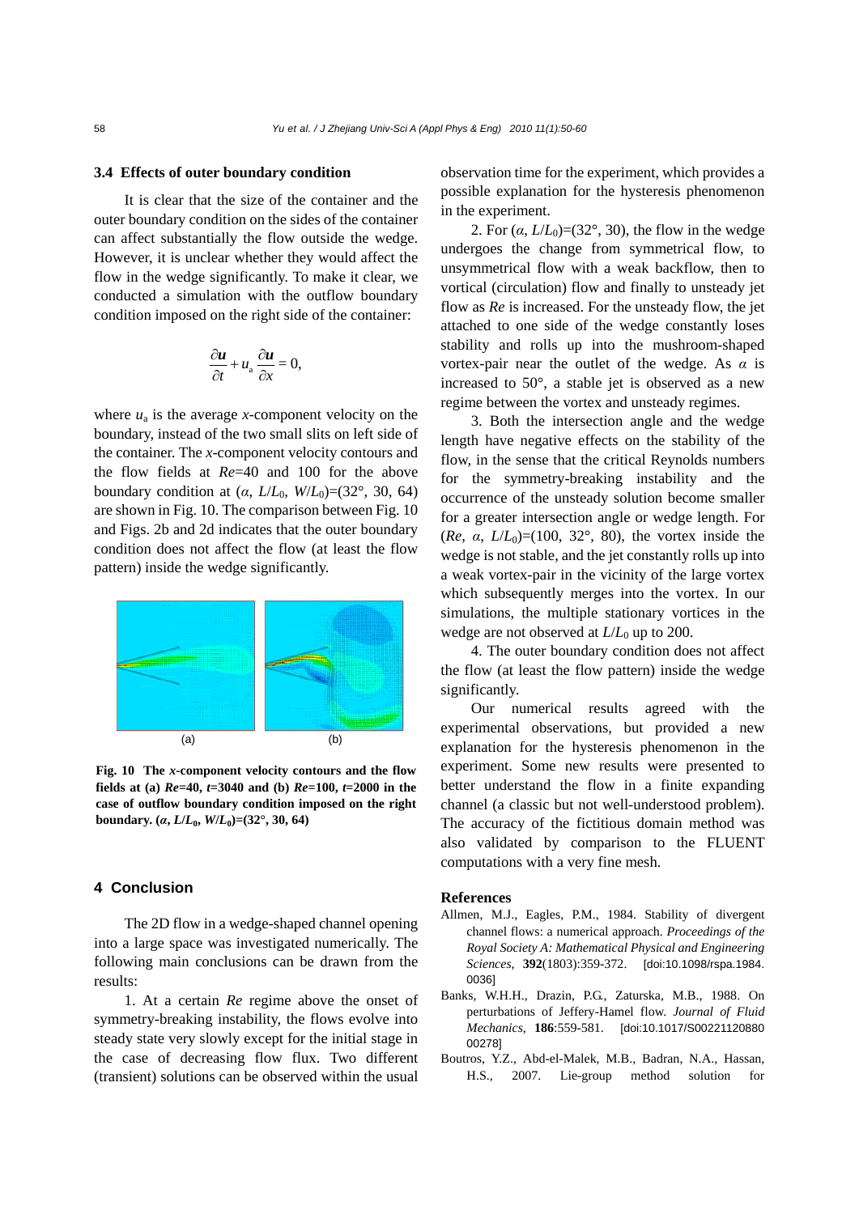### 3.4 Effects of outer boundary condition

It is clear that the size of the container and the outer boundary condition on the sides of the container can affect substantially the flow outside the wedge. However, it is unclear whether they would affect the flow in the wedge significantly. To make it clear, we conducted a simulation with the outflow boundary condition imposed on the right side of the container:

$$\frac{\partial \boldsymbol{u}}{\partial t} + u_{\mathrm{a}} \frac{\partial \boldsymbol{u}}{\partial x} = 0,$$

where $u_{\mathrm{a}}$ is the average $x$-component velocity on the boundary, instead of the two small slits on left side of the container. The $x$-component velocity contours and the flow fields at $Re$=40 and 100 for the above boundary condition at ($\alpha$, $L/L_0$, $W/L_0$)=(32°, 30, 64) are shown in Fig. 10. The comparison between Fig. 10 and Figs. 2b and 2d indicates that the outer boundary condition does not affect the flow (at least the flow pattern) inside the wedge significantly.

(a) (b)

**Fig. 10 The $x$-component velocity contours and the flow fields at (a) $Re$=40, $t$=3040 and (b) $Re$=100, $t$=2000 in the case of outflow boundary condition imposed on the right boundary. ($\alpha$, $L/L_0$, $W/L_0$)=(32°, 30, 64)**

## 4 Conclusion

The 2D flow in a wedge-shaped channel opening into a large space was investigated numerically. The following main conclusions can be drawn from the results:

1. At a certain $Re$ regime above the onset of symmetry-breaking instability, the flows evolve into steady state very slowly except for the initial stage in the case of decreasing flow flux. Two different (transient) solutions can be observed within the usual observation time for the experiment, which provides a possible explanation for the hysteresis phenomenon in the experiment.

2. For ($\alpha$, $L/L_0$)=(32°, 30), the flow in the wedge undergoes the change from symmetrical flow, to unsymmetrical flow with a weak backflow, then to vortical (circulation) flow and finally to unsteady jet flow as $Re$ is increased. For the unsteady flow, the jet attached to one side of the wedge constantly loses stability and rolls up into the mushroom-shaped vortex-pair near the outlet of the wedge. As $\alpha$ is increased to 50°, a stable jet is observed as a new regime between the vortex and unsteady regimes.

3. Both the intersection angle and the wedge length have negative effects on the stability of the flow, in the sense that the critical Reynolds numbers for the symmetry-breaking instability and the occurrence of the unsteady solution become smaller for a greater intersection angle or wedge length. For ($Re$, $\alpha$, $L/L_0$)=(100, 32°, 80), the vortex inside the wedge is not stable, and the jet constantly rolls up into a weak vortex-pair in the vicinity of the large vortex which subsequently merges into the vortex. In our simulations, the multiple stationary vortices in the wedge are not observed at $L/L_0$ up to 200.

4. The outer boundary condition does not affect the flow (at least the flow pattern) inside the wedge significantly.

Our numerical results agreed with the experimental observations, but provided a new explanation for the hysteresis phenomenon in the experiment. Some new results were presented to better understand the flow in a finite expanding channel (a classic but not well-understood problem). The accuracy of the fictitious domain method was also validated by comparison to the FLUENT computations with a very fine mesh.

## References

Allmen, M.J., Eagles, P.M., 1984. Stability of divergent channel flows: a numerical approach. *Proceedings of the Royal Society A: Mathematical Physical and Engineering Sciences*, **392**(1803):359-372. [doi:10.1098/rspa.1984.0036]

Banks, W.H.H., Drazin, P.G., Zaturska, M.B., 1988. On perturbations of Jeffery-Hamel flow. *Journal of Fluid Mechanics*, **186**:559-581. [doi:10.1017/S0022112088000278]

Boutros, Y.Z., Abd-el-Malek, M.B., Badran, N.A., Hassan, H.S., 2007. Lie-group method solution for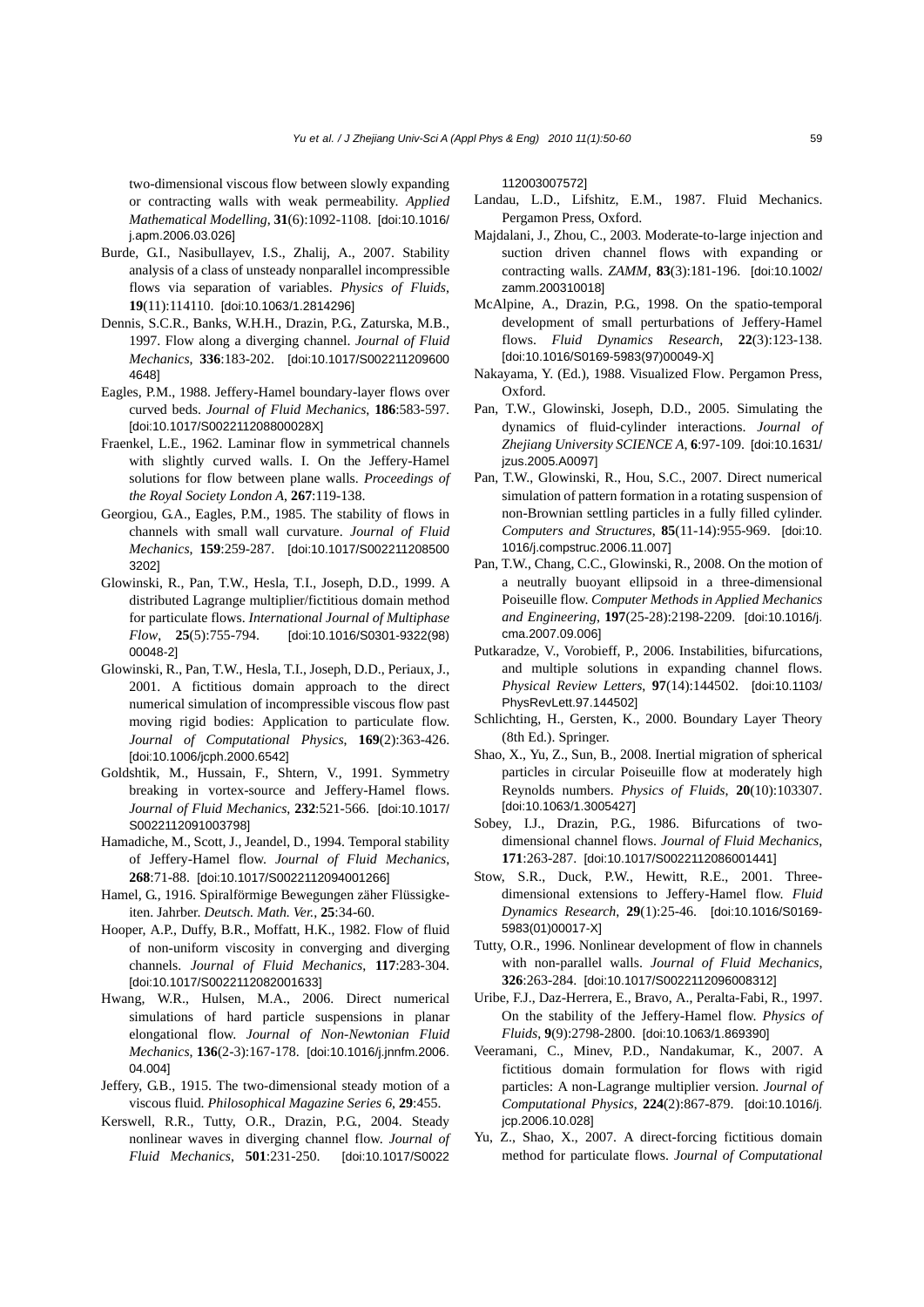two-dimensional viscous flow between slowly expanding or contracting walls with weak permeability. *Applied Mathematical Modelling*, **31**(6):1092-1108. [doi:10.1016/j.apm.2006.03.026]

Burde, G.I., Nasibullayev, I.S., Zhalij, A., 2007. Stability analysis of a class of unsteady nonparallel incompressible flows via separation of variables. *Physics of Fluids*, **19**(11):114110. [doi:10.1063/1.2814296]

Dennis, S.C.R., Banks, W.H.H., Drazin, P.G., Zaturska, M.B., 1997. Flow along a diverging channel. *Journal of Fluid Mechanics*, **336**:183-202. [doi:10.1017/S0022112096004648]

Eagles, P.M., 1988. Jeffery-Hamel boundary-layer flows over curved beds. *Journal of Fluid Mechanics*, **186**:583-597. [doi:10.1017/S002211208800028X]

Fraenkel, L.E., 1962. Laminar flow in symmetrical channels with slightly curved walls. I. On the Jeffery-Hamel solutions for flow between plane walls. *Proceedings of the Royal Society London A*, **267**:119-138.

Georgiou, G.A., Eagles, P.M., 1985. The stability of flows in channels with small wall curvature. *Journal of Fluid Mechanics*, **159**:259-287. [doi:10.1017/S0022112085003202]

Glowinski, R., Pan, T.W., Hesla, T.I., Joseph, D.D., 1999. A distributed Lagrange multiplier/fictitious domain method for particulate flows. *International Journal of Multiphase Flow*, **25**(5):755-794. [doi:10.1016/S0301-9322(98)00048-2]

Glowinski, R., Pan, T.W., Hesla, T.I., Joseph, D.D., Periaux, J., 2001. A fictitious domain approach to the direct numerical simulation of incompressible viscous flow past moving rigid bodies: Application to particulate flow. *Journal of Computational Physics*, **169**(2):363-426. [doi:10.1006/jcph.2000.6542]

Goldshtik, M., Hussain, F., Shtern, V., 1991. Symmetry breaking in vortex-source and Jeffery-Hamel flows. *Journal of Fluid Mechanics*, **232**:521-566. [doi:10.1017/S0022112091003798]

Hamadiche, M., Scott, J., Jeandel, D., 1994. Temporal stability of Jeffery-Hamel flow. *Journal of Fluid Mechanics*, **268**:71-88. [doi:10.1017/S0022112094001266]

Hamel, G., 1916. Spiralförmige Bewegungen zäher Flüssigkeiten. Jahrber. *Deutsch. Math. Ver.*, **25**:34-60.

Hooper, A.P., Duffy, B.R., Moffatt, H.K., 1982. Flow of fluid of non-uniform viscosity in converging and diverging channels. *Journal of Fluid Mechanics*, **117**:283-304. [doi:10.1017/S0022112082001633]

Hwang, W.R., Hulsen, M.A., 2006. Direct numerical simulations of hard particle suspensions in planar elongational flow. *Journal of Non-Newtonian Fluid Mechanics*, **136**(2-3):167-178. [doi:10.1016/j.jnnfm.2006.04.004]

Jeffery, G.B., 1915. The two-dimensional steady motion of a viscous fluid. *Philosophical Magazine Series 6*, **29**:455.

Kerswell, R.R., Tutty, O.R., Drazin, P.G., 2004. Steady nonlinear waves in diverging channel flow. *Journal of Fluid Mechanics*, **501**:231-250. [doi:10.1017/S0022112003007572]

Landau, L.D., Lifshitz, E.M., 1987. Fluid Mechanics. Pergamon Press, Oxford.

Majdalani, J., Zhou, C., 2003. Moderate-to-large injection and suction driven channel flows with expanding or contracting walls. *ZAMM*, **83**(3):181-196. [doi:10.1002/zamm.200310018]

McAlpine, A., Drazin, P.G., 1998. On the spatio-temporal development of small perturbations of Jeffery-Hamel flows. *Fluid Dynamics Research*, **22**(3):123-138. [doi:10.1016/S0169-5983(97)00049-X]

Nakayama, Y. (Ed.), 1988. Visualized Flow. Pergamon Press, Oxford.

Pan, T.W., Glowinski, Joseph, D.D., 2005. Simulating the dynamics of fluid-cylinder interactions. *Journal of Zhejiang University SCIENCE A*, **6**:97-109. [doi:10.1631/jzus.2005.A0097]

Pan, T.W., Glowinski, R., Hou, S.C., 2007. Direct numerical simulation of pattern formation in a rotating suspension of non-Brownian settling particles in a fully filled cylinder. *Computers and Structures*, **85**(11-14):955-969. [doi:10.1016/j.compstruc.2006.11.007]

Pan, T.W., Chang, C.C., Glowinski, R., 2008. On the motion of a neutrally buoyant ellipsoid in a three-dimensional Poiseuille flow. *Computer Methods in Applied Mechanics and Engineering*, **197**(25-28):2198-2209. [doi:10.1016/j.cma.2007.09.006]

Putkaradze, V., Vorobieff, P., 2006. Instabilities, bifurcations, and multiple solutions in expanding channel flows. *Physical Review Letters*, **97**(14):144502. [doi:10.1103/PhysRevLett.97.144502]

Schlichting, H., Gersten, K., 2000. Boundary Layer Theory (8th Ed.). Springer.

Shao, X., Yu, Z., Sun, B., 2008. Inertial migration of spherical particles in circular Poiseuille flow at moderately high Reynolds numbers. *Physics of Fluids*, **20**(10):103307. [doi:10.1063/1.3005427]

Sobey, I.J., Drazin, P.G., 1986. Bifurcations of two-dimensional channel flows. *Journal of Fluid Mechanics*, **171**:263-287. [doi:10.1017/S0022112086001441]

Stow, S.R., Duck, P.W., Hewitt, R.E., 2001. Three-dimensional extensions to Jeffery-Hamel flow. *Fluid Dynamics Research*, **29**(1):25-46. [doi:10.1016/S0169-5983(01)00017-X]

Tutty, O.R., 1996. Nonlinear development of flow in channels with non-parallel walls. *Journal of Fluid Mechanics*, **326**:263-284. [doi:10.1017/S0022112096008312]

Uribe, F.J., Daz-Herrera, E., Bravo, A., Peralta-Fabi, R., 1997. On the stability of the Jeffery-Hamel flow. *Physics of Fluids*, **9**(9):2798-2800. [doi:10.1063/1.869390]

Veeramani, C., Minev, P.D., Nandakumar, K., 2007. A fictitious domain formulation for flows with rigid particles: A non-Lagrange multiplier version. *Journal of Computational Physics*, **224**(2):867-879. [doi:10.1016/j.jcp.2006.10.028]

Yu, Z., Shao, X., 2007. A direct-forcing fictitious domain method for particulate flows. *Journal of Computational*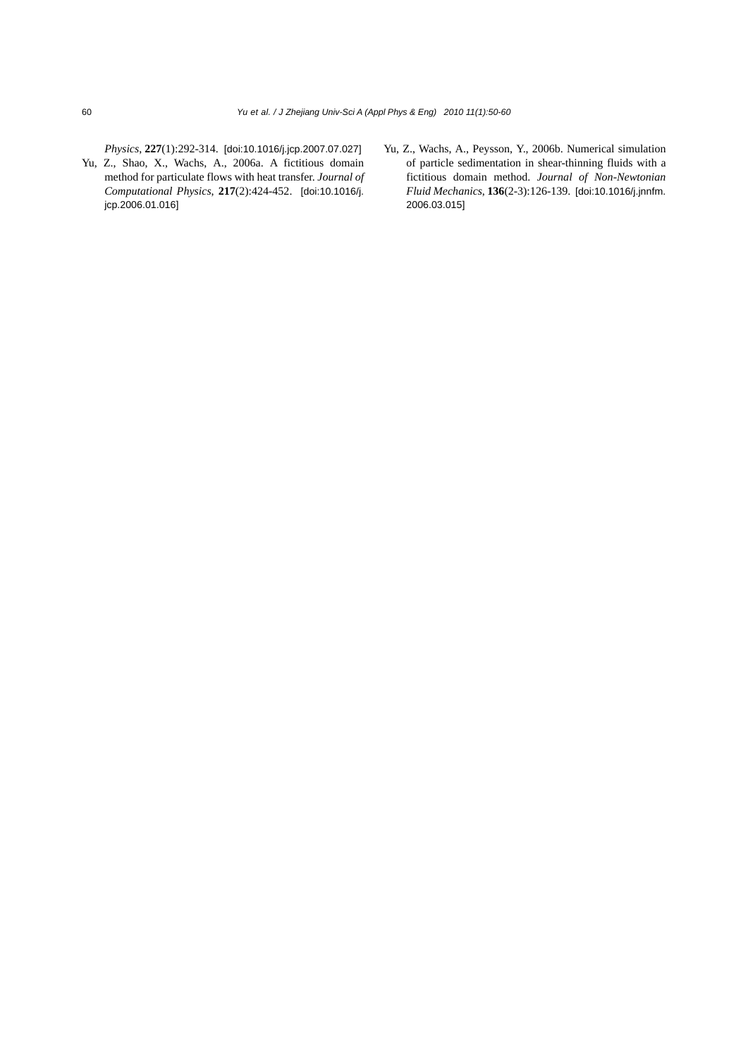*Physics*, **227**(1):292-314. [doi:10.1016/j.jcp.2007.07.027]

Yu, Z., Shao, X., Wachs, A., 2006a. A fictitious domain method for particulate flows with heat transfer. *Journal of Computational Physics*, **217**(2):424-452. [doi:10.1016/j.jcp.2006.01.016]

Yu, Z., Wachs, A., Peysson, Y., 2006b. Numerical simulation of particle sedimentation in shear-thinning fluids with a fictitious domain method. *Journal of Non-Newtonian Fluid Mechanics*, **136**(2-3):126-139. [doi:10.1016/j.jnnfm.2006.03.015]